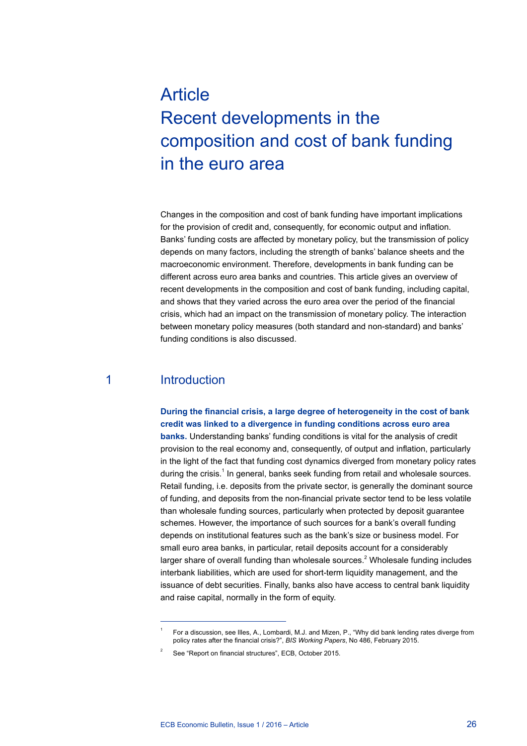# Article
# Recent developments in the composition and cost of bank funding in the euro area

Changes in the composition and cost of bank funding have important implications for the provision of credit and, consequently, for economic output and inflation. Banks' funding costs are affected by monetary policy, but the transmission of policy depends on many factors, including the strength of banks' balance sheets and the macroeconomic environment. Therefore, developments in bank funding can be different across euro area banks and countries. This article gives an overview of recent developments in the composition and cost of bank funding, including capital, and shows that they varied across the euro area over the period of the financial crisis, which had an impact on the transmission of monetary policy. The interaction between monetary policy measures (both standard and non-standard) and banks' funding conditions is also discussed.

## 1 Introduction

**During the financial crisis, a large degree of heterogeneity in the cost of bank credit was linked to a divergence in funding conditions across euro area banks.** Understanding banks' funding conditions is vital for the analysis of credit provision to the real economy and, consequently, of output and inflation, particularly in the light of the fact that funding cost dynamics diverged from monetary policy rates during the crisis.[1] In general, banks seek funding from retail and wholesale sources. Retail funding, i.e. deposits from the private sector, is generally the dominant source of funding, and deposits from the non-financial private sector tend to be less volatile than wholesale funding sources, particularly when protected by deposit guarantee schemes. However, the importance of such sources for a bank's overall funding depends on institutional features such as the bank's size or business model. For small euro area banks, in particular, retail deposits account for a considerably larger share of overall funding than wholesale sources.[2] Wholesale funding includes interbank liabilities, which are used for short-term liquidity management, and the issuance of debt securities. Finally, banks also have access to central bank liquidity and raise capital, normally in the form of equity.

---

[1] For a discussion, see Illes, A., Lombardi, M.J. and Mizen, P., "Why did bank lending rates diverge from policy rates after the financial crisis?", *BIS Working Papers*, No 486, February 2015.

[2] See "Report on financial structures", ECB, October 2015.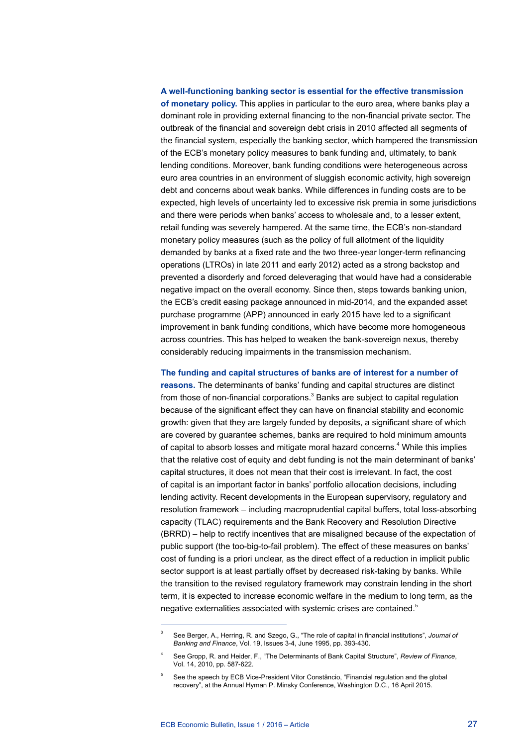**A well-functioning banking sector is essential for the effective transmission of monetary policy.** This applies in particular to the euro area, where banks play a dominant role in providing external financing to the non-financial private sector. The outbreak of the financial and sovereign debt crisis in 2010 affected all segments of the financial system, especially the banking sector, which hampered the transmission of the ECB's monetary policy measures to bank funding and, ultimately, to bank lending conditions. Moreover, bank funding conditions were heterogeneous across euro area countries in an environment of sluggish economic activity, high sovereign debt and concerns about weak banks. While differences in funding costs are to be expected, high levels of uncertainty led to excessive risk premia in some jurisdictions and there were periods when banks' access to wholesale and, to a lesser extent, retail funding was severely hampered. At the same time, the ECB's non-standard monetary policy measures (such as the policy of full allotment of the liquidity demanded by banks at a fixed rate and the two three-year longer-term refinancing operations (LTROs) in late 2011 and early 2012) acted as a strong backstop and prevented a disorderly and forced deleveraging that would have had a considerable negative impact on the overall economy. Since then, steps towards banking union, the ECB's credit easing package announced in mid-2014, and the expanded asset purchase programme (APP) announced in early 2015 have led to a significant improvement in bank funding conditions, which have become more homogeneous across countries. This has helped to weaken the bank-sovereign nexus, thereby considerably reducing impairments in the transmission mechanism.

**The funding and capital structures of banks are of interest for a number of reasons.** The determinants of banks' funding and capital structures are distinct from those of non-financial corporations.[3] Banks are subject to capital regulation because of the significant effect they can have on financial stability and economic growth: given that they are largely funded by deposits, a significant share of which are covered by guarantee schemes, banks are required to hold minimum amounts of capital to absorb losses and mitigate moral hazard concerns.[4] While this implies that the relative cost of equity and debt funding is not the main determinant of banks' capital structures, it does not mean that their cost is irrelevant. In fact, the cost of capital is an important factor in banks' portfolio allocation decisions, including lending activity. Recent developments in the European supervisory, regulatory and resolution framework – including macroprudential capital buffers, total loss-absorbing capacity (TLAC) requirements and the Bank Recovery and Resolution Directive (BRRD) – help to rectify incentives that are misaligned because of the expectation of public support (the too-big-to-fail problem). The effect of these measures on banks' cost of funding is a priori unclear, as the direct effect of a reduction in implicit public sector support is at least partially offset by decreased risk-taking by banks. While the transition to the revised regulatory framework may constrain lending in the short term, it is expected to increase economic welfare in the medium to long term, as the negative externalities associated with systemic crises are contained.[5]

---

[3] See Berger, A., Herring, R. and Szego, G., "The role of capital in financial institutions", *Journal of Banking and Finance*, Vol. 19, Issues 3-4, June 1995, pp. 393-430.

[4] See Gropp, R. and Heider, F., "The Determinants of Bank Capital Structure", *Review of Finance*, Vol. 14, 2010, pp. 587-622.

[5] See the speech by ECB Vice-President Vítor Constâncio, "Financial regulation and the global recovery", at the Annual Hyman P. Minsky Conference, Washington D.C., 16 April 2015.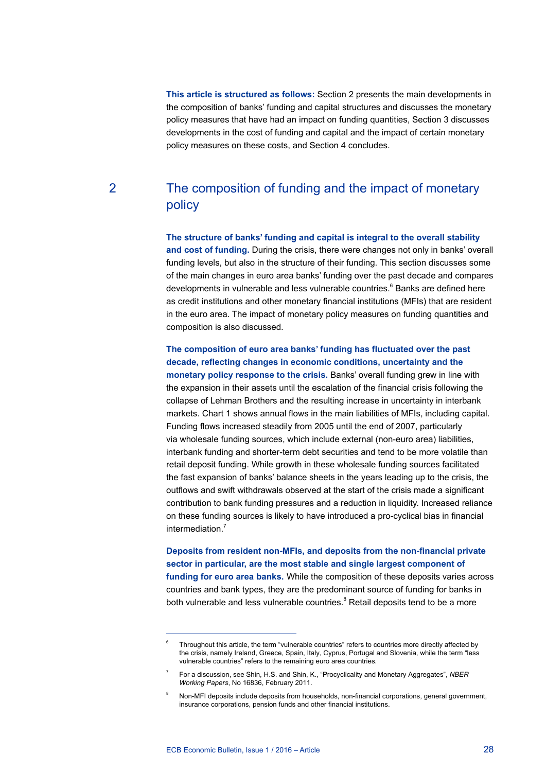**This article is structured as follows:** Section 2 presents the main developments in the composition of banks' funding and capital structures and discusses the monetary policy measures that have had an impact on funding quantities, Section 3 discusses developments in the cost of funding and capital and the impact of certain monetary policy measures on these costs, and Section 4 concludes.

## 2 The composition of funding and the impact of monetary policy

**The structure of banks' funding and capital is integral to the overall stability and cost of funding.** During the crisis, there were changes not only in banks' overall funding levels, but also in the structure of their funding. This section discusses some of the main changes in euro area banks' funding over the past decade and compares developments in vulnerable and less vulnerable countries.[6] Banks are defined here as credit institutions and other monetary financial institutions (MFIs) that are resident in the euro area. The impact of monetary policy measures on funding quantities and composition is also discussed.

**The composition of euro area banks' funding has fluctuated over the past decade, reflecting changes in economic conditions, uncertainty and the monetary policy response to the crisis.** Banks' overall funding grew in line with the expansion in their assets until the escalation of the financial crisis following the collapse of Lehman Brothers and the resulting increase in uncertainty in interbank markets. Chart 1 shows annual flows in the main liabilities of MFIs, including capital. Funding flows increased steadily from 2005 until the end of 2007, particularly via wholesale funding sources, which include external (non-euro area) liabilities, interbank funding and shorter-term debt securities and tend to be more volatile than retail deposit funding. While growth in these wholesale funding sources facilitated the fast expansion of banks' balance sheets in the years leading up to the crisis, the outflows and swift withdrawals observed at the start of the crisis made a significant contribution to bank funding pressures and a reduction in liquidity. Increased reliance on these funding sources is likely to have introduced a pro-cyclical bias in financial intermediation.[7]

**Deposits from resident non-MFIs, and deposits from the non-financial private sector in particular, are the most stable and single largest component of funding for euro area banks.** While the composition of these deposits varies across countries and bank types, they are the predominant source of funding for banks in both vulnerable and less vulnerable countries.[8] Retail deposits tend to be a more

---

[6] Throughout this article, the term "vulnerable countries" refers to countries more directly affected by the crisis, namely Ireland, Greece, Spain, Italy, Cyprus, Portugal and Slovenia, while the term "less vulnerable countries" refers to the remaining euro area countries.

[7] For a discussion, see Shin, H.S. and Shin, K., "Procyclicality and Monetary Aggregates", *NBER Working Papers*, No 16836, February 2011.

[8] Non-MFI deposits include deposits from households, non-financial corporations, general government, insurance corporations, pension funds and other financial institutions.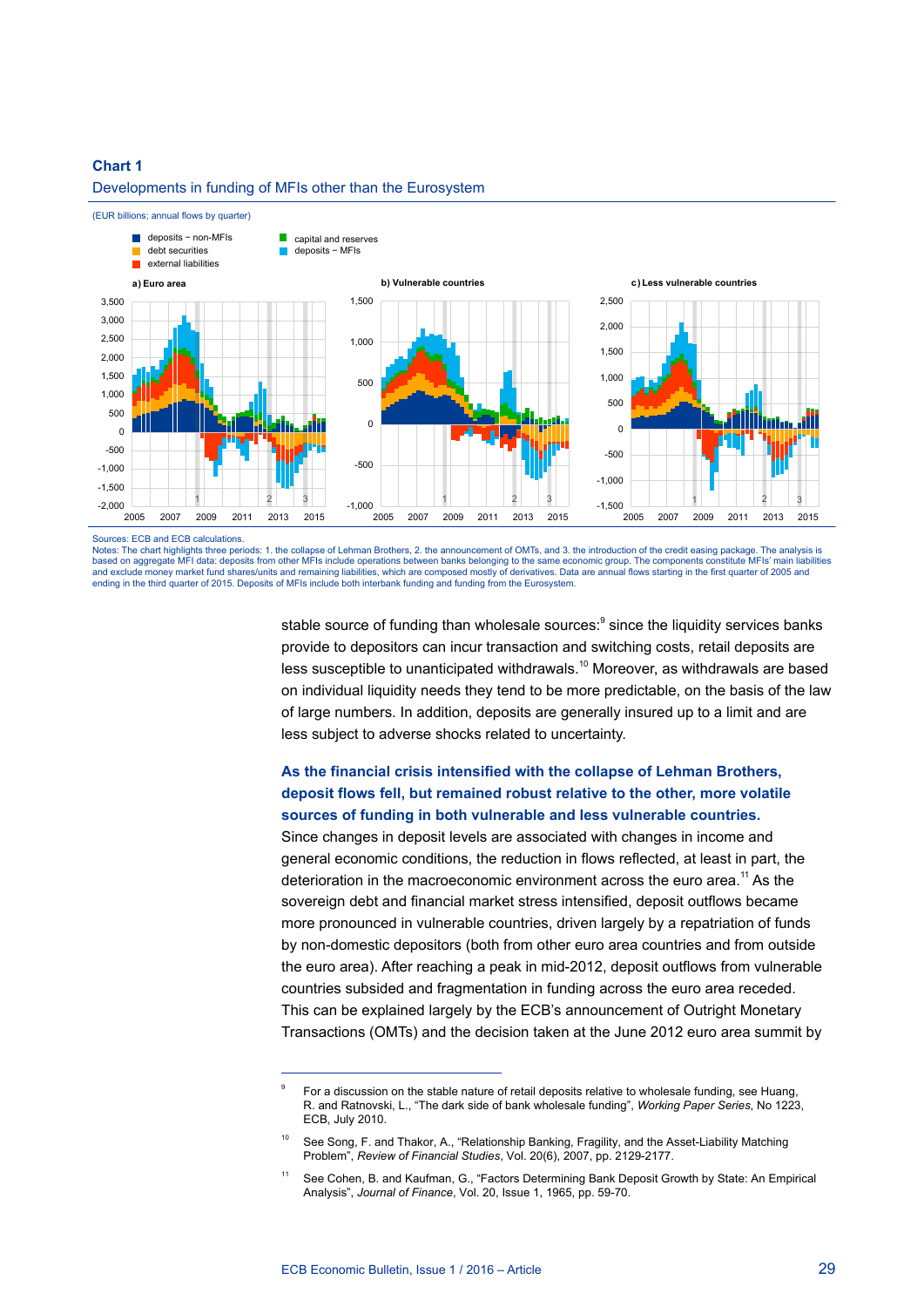**Chart 1**

Developments in funding of MFIs other than the Eurosystem

(EUR billions; annual flows by quarter)

Sources: ECB and ECB calculations.

Notes: The chart highlights three periods: 1. the collapse of Lehman Brothers, 2. the announcement of OMTs, and 3. the introduction of the credit easing package. The analysis is based on aggregate MFI data: deposits from other MFIs include operations between banks belonging to the same economic group. The components constitute MFIs' main liabilities and exclude money market fund shares/units and remaining liabilities, which are composed mostly of derivatives. Data are annual flows starting in the first quarter of 2005 and ending in the third quarter of 2015. Deposits of MFIs include both interbank funding and funding from the Eurosystem.

stable source of funding than wholesale sources:[9] since the liquidity services banks provide to depositors can incur transaction and switching costs, retail deposits are less susceptible to unanticipated withdrawals.[10] Moreover, as withdrawals are based on individual liquidity needs they tend to be more predictable, on the basis of the law of large numbers. In addition, deposits are generally insured up to a limit and are less subject to adverse shocks related to uncertainty.

**As the financial crisis intensified with the collapse of Lehman Brothers, deposit flows fell, but remained robust relative to the other, more volatile sources of funding in both vulnerable and less vulnerable countries.** Since changes in deposit levels are associated with changes in income and general economic conditions, the reduction in flows reflected, at least in part, the deterioration in the macroeconomic environment across the euro area.[11] As the sovereign debt and financial market stress intensified, deposit outflows became more pronounced in vulnerable countries, driven largely by a repatriation of funds by non-domestic depositors (both from other euro area countries and from outside the euro area). After reaching a peak in mid-2012, deposit outflows from vulnerable countries subsided and fragmentation in funding across the euro area receded. This can be explained largely by the ECB's announcement of Outright Monetary Transactions (OMTs) and the decision taken at the June 2012 euro area summit by

---

[9] For a discussion on the stable nature of retail deposits relative to wholesale funding, see Huang, R. and Ratnovski, L., "The dark side of bank wholesale funding", *Working Paper Series*, No 1223, ECB, July 2010.

[10] See Song, F. and Thakor, A., "Relationship Banking, Fragility, and the Asset-Liability Matching Problem", *Review of Financial Studies*, Vol. 20(6), 2007, pp. 2129-2177.

[11] See Cohen, B. and Kaufman, G., "Factors Determining Bank Deposit Growth by State: An Empirical Analysis", *Journal of Finance*, Vol. 20, Issue 1, 1965, pp. 59-70.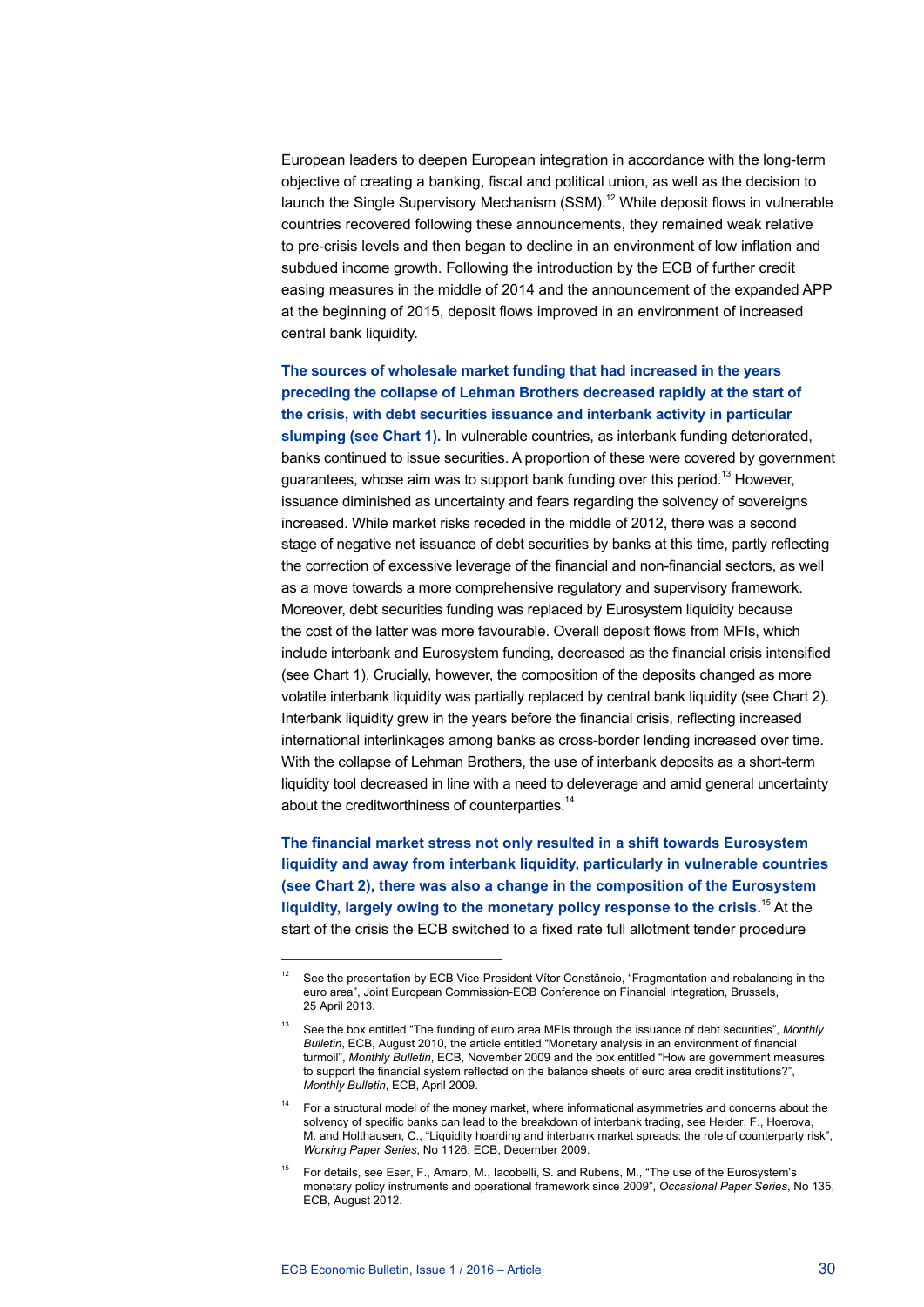European leaders to deepen European integration in accordance with the long-term objective of creating a banking, fiscal and political union, as well as the decision to launch the Single Supervisory Mechanism (SSM).[12] While deposit flows in vulnerable countries recovered following these announcements, they remained weak relative to pre-crisis levels and then began to decline in an environment of low inflation and subdued income growth. Following the introduction by the ECB of further credit easing measures in the middle of 2014 and the announcement of the expanded APP at the beginning of 2015, deposit flows improved in an environment of increased central bank liquidity.

**The sources of wholesale market funding that had increased in the years preceding the collapse of Lehman Brothers decreased rapidly at the start of the crisis, with debt securities issuance and interbank activity in particular slumping (see Chart 1).** In vulnerable countries, as interbank funding deteriorated, banks continued to issue securities. A proportion of these were covered by government guarantees, whose aim was to support bank funding over this period.[13] However, issuance diminished as uncertainty and fears regarding the solvency of sovereigns increased. While market risks receded in the middle of 2012, there was a second stage of negative net issuance of debt securities by banks at this time, partly reflecting the correction of excessive leverage of the financial and non-financial sectors, as well as a move towards a more comprehensive regulatory and supervisory framework. Moreover, debt securities funding was replaced by Eurosystem liquidity because the cost of the latter was more favourable. Overall deposit flows from MFIs, which include interbank and Eurosystem funding, decreased as the financial crisis intensified (see Chart 1). Crucially, however, the composition of the deposits changed as more volatile interbank liquidity was partially replaced by central bank liquidity (see Chart 2). Interbank liquidity grew in the years before the financial crisis, reflecting increased international interlinkages among banks as cross-border lending increased over time. With the collapse of Lehman Brothers, the use of interbank deposits as a short-term liquidity tool decreased in line with a need to deleverage and amid general uncertainty about the creditworthiness of counterparties.[14]

**The financial market stress not only resulted in a shift towards Eurosystem liquidity and away from interbank liquidity, particularly in vulnerable countries (see Chart 2), there was also a change in the composition of the Eurosystem liquidity, largely owing to the monetary policy response to the crisis.**[15] At the start of the crisis the ECB switched to a fixed rate full allotment tender procedure

---

[12] See the presentation by ECB Vice-President Vítor Constâncio, "Fragmentation and rebalancing in the euro area", Joint European Commission-ECB Conference on Financial Integration, Brussels, 25 April 2013.

[13] See the box entitled "The funding of euro area MFIs through the issuance of debt securities", *Monthly Bulletin*, ECB, August 2010, the article entitled "Monetary analysis in an environment of financial turmoil", *Monthly Bulletin*, ECB, November 2009 and the box entitled "How are government measures to support the financial system reflected on the balance sheets of euro area credit institutions?", *Monthly Bulletin*, ECB, April 2009.

[14] For a structural model of the money market, where informational asymmetries and concerns about the solvency of specific banks can lead to the breakdown of interbank trading, see Heider, F., Hoerova, M. and Holthausen, C., "Liquidity hoarding and interbank market spreads: the role of counterparty risk", *Working Paper Series*, No 1126, ECB, December 2009.

[15] For details, see Eser, F., Amaro, M., Iacobelli, S. and Rubens, M., "The use of the Eurosystem's monetary policy instruments and operational framework since 2009", *Occasional Paper Series*, No 135, ECB, August 2012.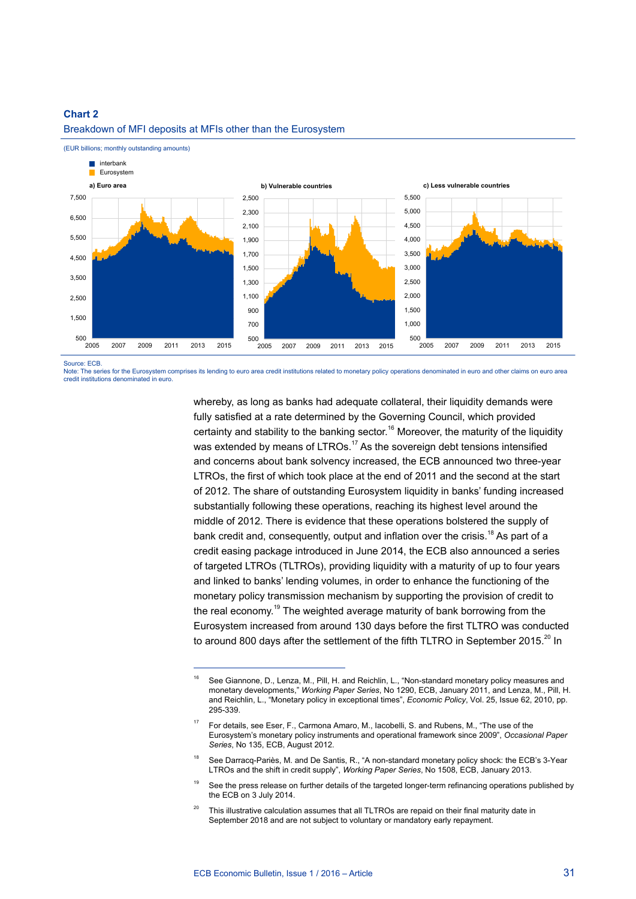**Chart 2**

Breakdown of MFI deposits at MFIs other than the Eurosystem

(EUR billions; monthly outstanding amounts)

Source: ECB.
Note: The series for the Eurosystem comprises its lending to euro area credit institutions related to monetary policy operations denominated in euro and other claims on euro area credit institutions denominated in euro.

whereby, as long as banks had adequate collateral, their liquidity demands were fully satisfied at a rate determined by the Governing Council, which provided certainty and stability to the banking sector.[16] Moreover, the maturity of the liquidity was extended by means of LTROs.[17] As the sovereign debt tensions intensified and concerns about bank solvency increased, the ECB announced two three-year LTROs, the first of which took place at the end of 2011 and the second at the start of 2012. The share of outstanding Eurosystem liquidity in banks' funding increased substantially following these operations, reaching its highest level around the middle of 2012. There is evidence that these operations bolstered the supply of bank credit and, consequently, output and inflation over the crisis.[18] As part of a credit easing package introduced in June 2014, the ECB also announced a series of targeted LTROs (TLTROs), providing liquidity with a maturity of up to four years and linked to banks' lending volumes, in order to enhance the functioning of the monetary policy transmission mechanism by supporting the provision of credit to the real economy.[19] The weighted average maturity of bank borrowing from the Eurosystem increased from around 130 days before the first TLTRO was conducted to around 800 days after the settlement of the fifth TLTRO in September 2015.[20] In

---

[16] See Giannone, D., Lenza, M., Pill, H. and Reichlin, L., "Non-standard monetary policy measures and monetary developments," *Working Paper Series*, No 1290, ECB, January 2011, and Lenza, M., Pill, H. and Reichlin, L., "Monetary policy in exceptional times", *Economic Policy*, Vol. 25, Issue 62, 2010, pp. 295-339.

[17] For details, see Eser, F., Carmona Amaro, M., Iacobelli, S. and Rubens, M., "The use of the Eurosystem's monetary policy instruments and operational framework since 2009", *Occasional Paper Series*, No 135, ECB, August 2012.

[18] See Darracq-Pariès, M. and De Santis, R., "A non-standard monetary policy shock: the ECB's 3-Year LTROs and the shift in credit supply", *Working Paper Series*, No 1508, ECB, January 2013.

[19] See the press release on further details of the targeted longer-term refinancing operations published by the ECB on 3 July 2014.

[20] This illustrative calculation assumes that all TLTROs are repaid on their final maturity date in September 2018 and are not subject to voluntary or mandatory early repayment.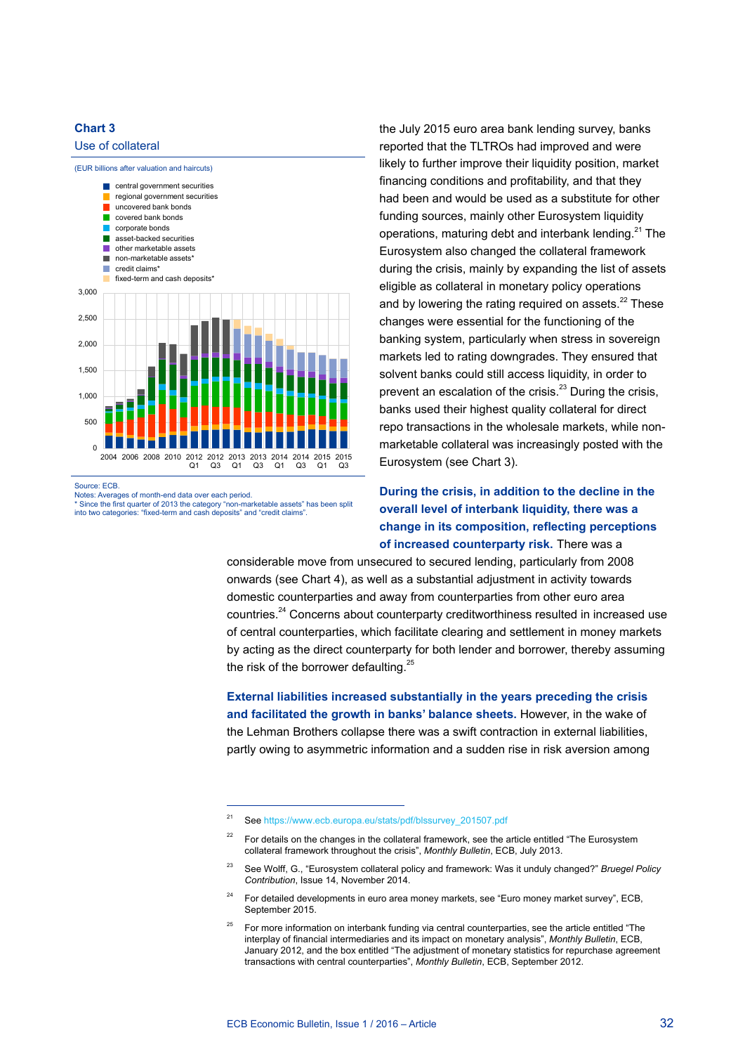**Chart 3**
Use of collateral

(EUR billions after valuation and haircuts)

- central government securities
- regional government securities
- uncovered bank bonds
- covered bank bonds
- corporate bonds
- asset-backed securities
- other marketable assets
- non-marketable assets*
- credit claims*
- fixed-term and cash deposits*

Source: ECB.
Notes: Averages of month-end data over each period.
* Since the first quarter of 2013 the category "non-marketable assets" has been split into two categories: "fixed-term and cash deposits" and "credit claims".

the July 2015 euro area bank lending survey, banks reported that the TLTROs had improved and were likely to further improve their liquidity position, market financing conditions and profitability, and that they had been and would be used as a substitute for other funding sources, mainly other Eurosystem liquidity operations, maturing debt and interbank lending.[21] The Eurosystem also changed the collateral framework during the crisis, mainly by expanding the list of assets eligible as collateral in monetary policy operations and by lowering the rating required on assets.[22] These changes were essential for the functioning of the banking system, particularly when stress in sovereign markets led to rating downgrades. They ensured that solvent banks could still access liquidity, in order to prevent an escalation of the crisis.[23] During the crisis, banks used their highest quality collateral for direct repo transactions in the wholesale markets, while non-marketable collateral was increasingly posted with the Eurosystem (see Chart 3).

**During the crisis, in addition to the decline in the overall level of interbank liquidity, there was a change in its composition, reflecting perceptions of increased counterparty risk.** There was a considerable move from unsecured to secured lending, particularly from 2008 onwards (see Chart 4), as well as a substantial adjustment in activity towards domestic counterparties and away from counterparties from other euro area countries.[24] Concerns about counterparty creditworthiness resulted in increased use of central counterparties, which facilitate clearing and settlement in money markets by acting as the direct counterparty for both lender and borrower, thereby assuming the risk of the borrower defaulting.[25]

**External liabilities increased substantially in the years preceding the crisis and facilitated the growth in banks' balance sheets.** However, in the wake of the Lehman Brothers collapse there was a swift contraction in external liabilities, partly owing to asymmetric information and a sudden rise in risk aversion among

---

[21] See https://www.ecb.europa.eu/stats/pdf/blssurvey_201507.pdf

[22] For details on the changes in the collateral framework, see the article entitled "The Eurosystem collateral framework throughout the crisis", *Monthly Bulletin*, ECB, July 2013.

[23] See Wolff, G., "Eurosystem collateral policy and framework: Was it unduly changed?" *Bruegel Policy Contribution*, Issue 14, November 2014.

[24] For detailed developments in euro area money markets, see "Euro money market survey", ECB, September 2015.

[25] For more information on interbank funding via central counterparties, see the article entitled "The interplay of financial intermediaries and its impact on monetary analysis", *Monthly Bulletin*, ECB, January 2012, and the box entitled "The adjustment of monetary statistics for repurchase agreement transactions with central counterparties", *Monthly Bulletin*, ECB, September 2012.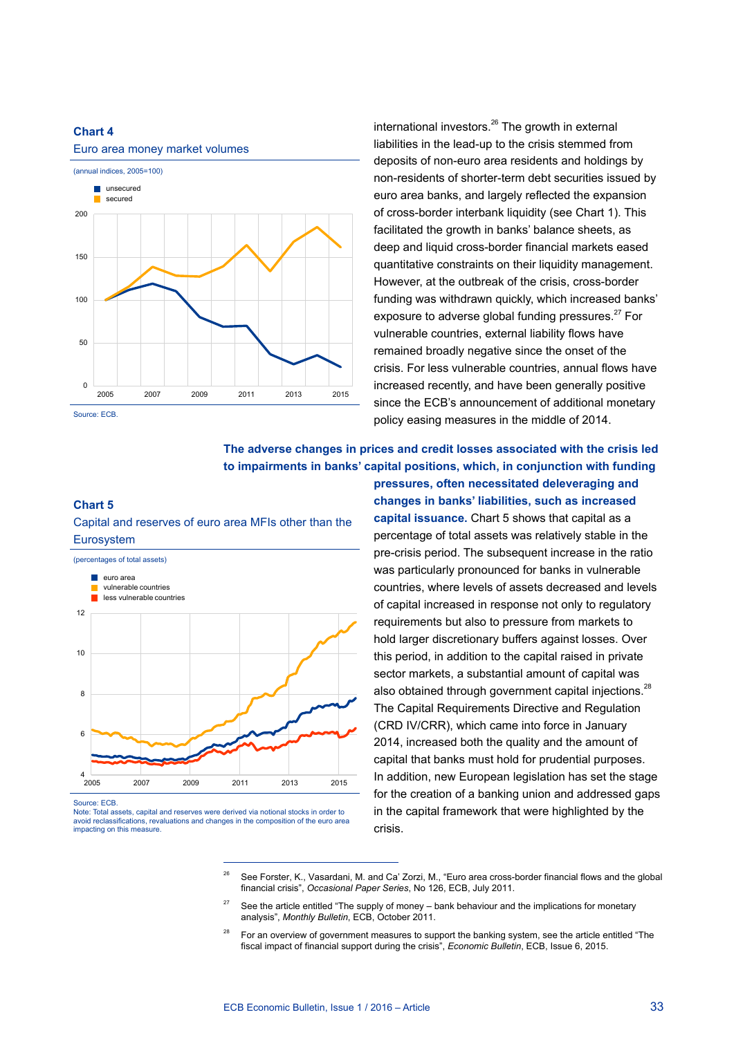**Chart 4**

Euro area money market volumes

(annual indices, 2005=100)

Source: ECB.

international investors.[26] The growth in external liabilities in the lead-up to the crisis stemmed from deposits of non-euro area residents and holdings by non-residents of shorter-term debt securities issued by euro area banks, and largely reflected the expansion of cross-border interbank liquidity (see Chart 1). This facilitated the growth in banks' balance sheets, as deep and liquid cross-border financial markets eased quantitative constraints on their liquidity management. However, at the outbreak of the crisis, cross-border funding was withdrawn quickly, which increased banks' exposure to adverse global funding pressures.[27] For vulnerable countries, external liability flows have remained broadly negative since the onset of the crisis. For less vulnerable countries, annual flows have increased recently, and have been generally positive since the ECB's announcement of additional monetary policy easing measures in the middle of 2014.

**The adverse changes in prices and credit losses associated with the crisis led to impairments in banks' capital positions, which, in conjunction with funding pressures, often necessitated deleveraging and changes in banks' liabilities, such as increased capital issuance.** Chart 5 shows that capital as a percentage of total assets was relatively stable in the pre-crisis period. The subsequent increase in the ratio was particularly pronounced for banks in vulnerable countries, where levels of assets decreased and levels of capital increased in response not only to regulatory requirements but also to pressure from markets to hold larger discretionary buffers against losses. Over this period, in addition to the capital raised in private sector markets, a substantial amount of capital was also obtained through government capital injections.[28] The Capital Requirements Directive and Regulation (CRD IV/CRR), which came into force in January 2014, increased both the quality and the amount of capital that banks must hold for prudential purposes. In addition, new European legislation has set the stage for the creation of a banking union and addressed gaps in the capital framework that were highlighted by the crisis.

**Chart 5**

Capital and reserves of euro area MFIs other than the Eurosystem

(percentages of total assets)

Source: ECB.

Note: Total assets, capital and reserves were derived via notional stocks in order to avoid reclassifications, revaluations and changes in the composition of the euro area impacting on this measure.

---

[26] See Forster, K., Vasardani, M. and Ca' Zorzi, M., "Euro area cross-border financial flows and the global financial crisis", *Occasional Paper Series*, No 126, ECB, July 2011.

[27] See the article entitled "The supply of money – bank behaviour and the implications for monetary analysis", *Monthly Bulletin*, ECB, October 2011.

[28] For an overview of government measures to support the banking system, see the article entitled "The fiscal impact of financial support during the crisis", *Economic Bulletin*, ECB, Issue 6, 2015.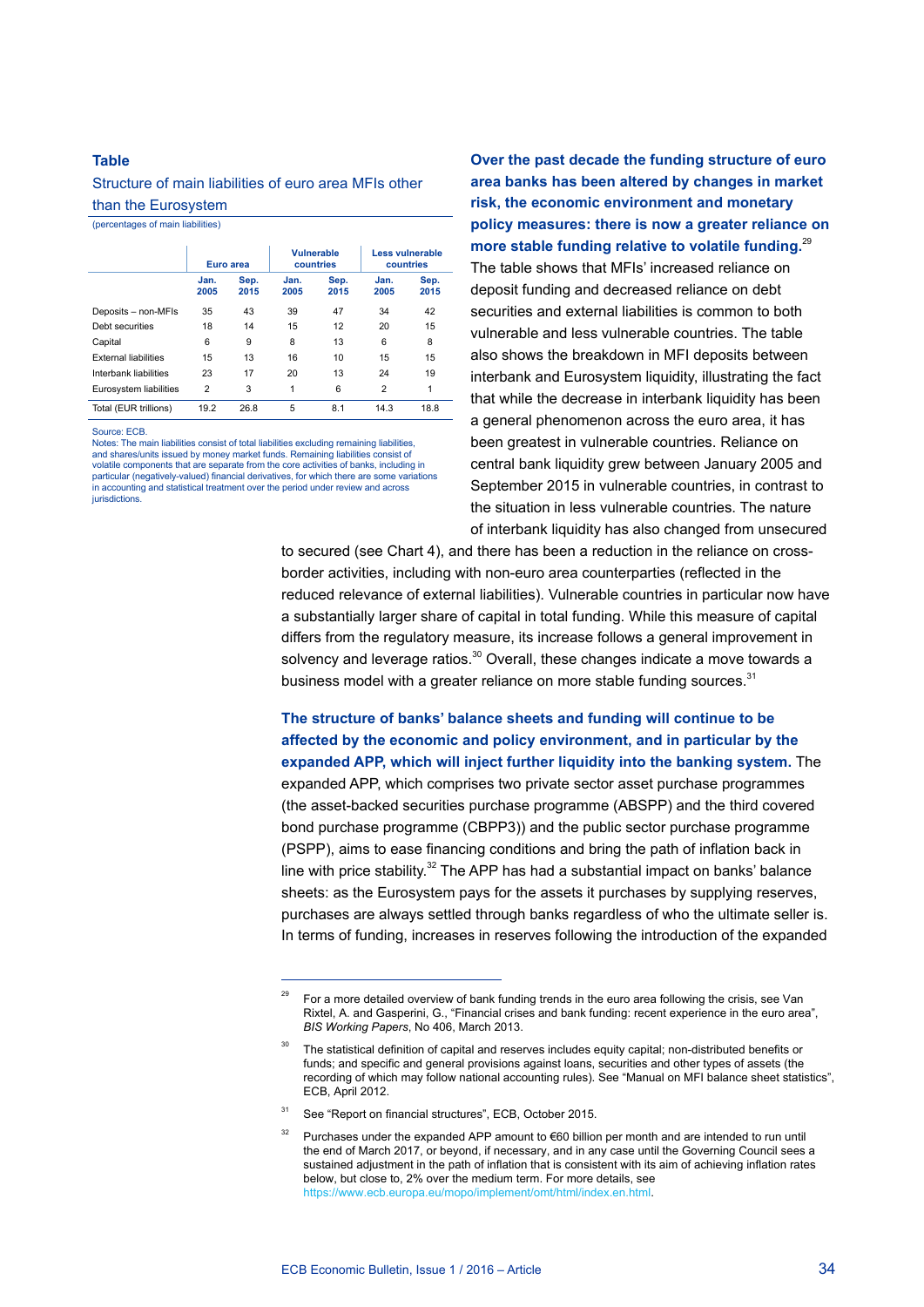**Table**

Structure of main liabilities of euro area MFIs other than the Eurosystem

(percentages of main liabilities)

| | Euro area | | Vulnerable countries | | Less vulnerable countries | |
|---|---|---|---|---|---|---|
| | Jan. 2005 | Sep. 2015 | Jan. 2005 | Sep. 2015 | Jan. 2005 | Sep. 2015 |
| Deposits – non-MFIs | 35 | 43 | 39 | 47 | 34 | 42 |
| Debt securities | 18 | 14 | 15 | 12 | 20 | 15 |
| Capital | 6 | 9 | 8 | 13 | 6 | 8 |
| External liabilities | 15 | 13 | 16 | 10 | 15 | 15 |
| Interbank liabilities | 23 | 17 | 20 | 13 | 24 | 19 |
| Eurosystem liabilities | 2 | 3 | 1 | 6 | 2 | 1 |
| Total (EUR trillions) | 19.2 | 26.8 | 5 | 8.1 | 14.3 | 18.8 |

Source: ECB.
Notes: The main liabilities consist of total liabilities excluding remaining liabilities, and shares/units issued by money market funds. Remaining liabilities consist of volatile components that are separate from the core activities of banks, including in particular (negatively-valued) financial derivatives, for which there are some variations in accounting and statistical treatment over the period under review and across jurisdictions.

**Over the past decade the funding structure of euro area banks has been altered by changes in market risk, the economic environment and monetary policy measures: there is now a greater reliance on more stable funding relative to volatile funding.**[29] The table shows that MFIs' increased reliance on deposit funding and decreased reliance on debt securities and external liabilities is common to both vulnerable and less vulnerable countries. The table also shows the breakdown in MFI deposits between interbank and Eurosystem liquidity, illustrating the fact that while the decrease in interbank liquidity has been a general phenomenon across the euro area, it has been greatest in vulnerable countries. Reliance on central bank liquidity grew between January 2005 and September 2015 in vulnerable countries, in contrast to the situation in less vulnerable countries. The nature of interbank liquidity has also changed from unsecured to secured (see Chart 4), and there has been a reduction in the reliance on cross-border activities, including with non-euro area counterparties (reflected in the reduced relevance of external liabilities). Vulnerable countries in particular now have a substantially larger share of capital in total funding. While this measure of capital differs from the regulatory measure, its increase follows a general improvement in solvency and leverage ratios.[30] Overall, these changes indicate a move towards a business model with a greater reliance on more stable funding sources.[31]

**The structure of banks' balance sheets and funding will continue to be affected by the economic and policy environment, and in particular by the expanded APP, which will inject further liquidity into the banking system.** The expanded APP, which comprises two private sector asset purchase programmes (the asset-backed securities purchase programme (ABSPP) and the third covered bond purchase programme (CBPP3)) and the public sector purchase programme (PSPP), aims to ease financing conditions and bring the path of inflation back in line with price stability.[32] The APP has had a substantial impact on banks' balance sheets: as the Eurosystem pays for the assets it purchases by supplying reserves, purchases are always settled through banks regardless of who the ultimate seller is. In terms of funding, increases in reserves following the introduction of the expanded

---

[29] For a more detailed overview of bank funding trends in the euro area following the crisis, see Van Rixtel, A. and Gasperini, G., "Financial crises and bank funding: recent experience in the euro area", *BIS Working Papers*, No 406, March 2013.

[30] The statistical definition of capital and reserves includes equity capital; non-distributed benefits or funds; and specific and general provisions against loans, securities and other types of assets (the recording of which may follow national accounting rules). See "Manual on MFI balance sheet statistics", ECB, April 2012.

[31] See "Report on financial structures", ECB, October 2015.

[32] Purchases under the expanded APP amount to €60 billion per month and are intended to run until the end of March 2017, or beyond, if necessary, and in any case until the Governing Council sees a sustained adjustment in the path of inflation that is consistent with its aim of achieving inflation rates below, but close to, 2% over the medium term. For more details, see https://www.ecb.europa.eu/mopo/implement/omt/html/index.en.html.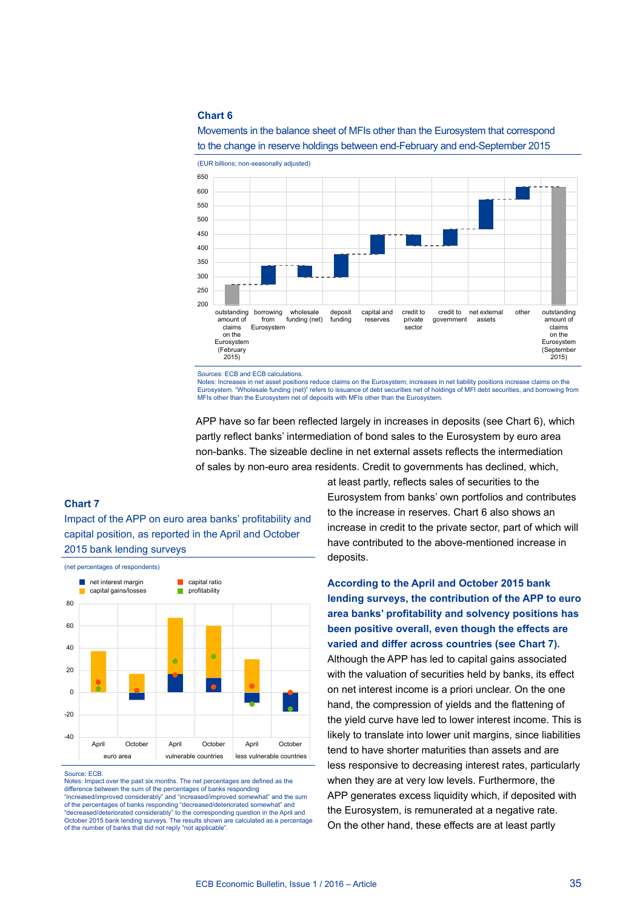**Chart 6**

Movements in the balance sheet of MFIs other than the Eurosystem that correspond to the change in reserve holdings between end-February and end-September 2015

(EUR billions; non-seasonally adjusted)

Sources: ECB and ECB calculations.
Notes: Increases in net asset positions reduce claims on the Eurosystem; increases in net liability positions increase claims on the Eurosystem. "Wholesale funding (net)" refers to issuance of debt securities net of holdings of MFI debt securities, and borrowing from MFIs other than the Eurosystem net of deposits with MFIs other than the Eurosystem.

APP have so far been reflected largely in increases in deposits (see Chart 6), which partly reflect banks' intermediation of bond sales to the Eurosystem by euro area non-banks. The sizeable decline in net external assets reflects the intermediation of sales by non-euro area residents. Credit to governments has declined, which, at least partly, reflects sales of securities to the Eurosystem from banks' own portfolios and contributes to the increase in reserves. Chart 6 also shows an increase in credit to the private sector, part of which will have contributed to the above-mentioned increase in deposits.

**Chart 7**

Impact of the APP on euro area banks' profitability and capital position, as reported in the April and October 2015 bank lending surveys

(net percentages of respondents)

Source: ECB.
Notes: Impact over the past six months. The net percentages are defined as the difference between the sum of the percentages of banks responding "increased/improved considerably" and "increased/improved somewhat" and the sum of the percentages of banks responding "decreased/deteriorated somewhat" and "decreased/deteriorated considerably" to the corresponding question in the April and October 2015 bank lending surveys. The results shown are calculated as a percentage of the number of banks that did not reply "not applicable".

**According to the April and October 2015 bank lending surveys, the contribution of the APP to euro area banks' profitability and solvency positions has been positive overall, even though the effects are varied and differ across countries (see Chart 7).** Although the APP has led to capital gains associated with the valuation of securities held by banks, its effect on net interest income is a priori unclear. On the one hand, the compression of yields and the flattening of the yield curve have led to lower interest income. This is likely to translate into lower unit margins, since liabilities tend to have shorter maturities than assets and are less responsive to decreasing interest rates, particularly when they are at very low levels. Furthermore, the APP generates excess liquidity which, if deposited with the Eurosystem, is remunerated at a negative rate. On the other hand, these effects are at least partly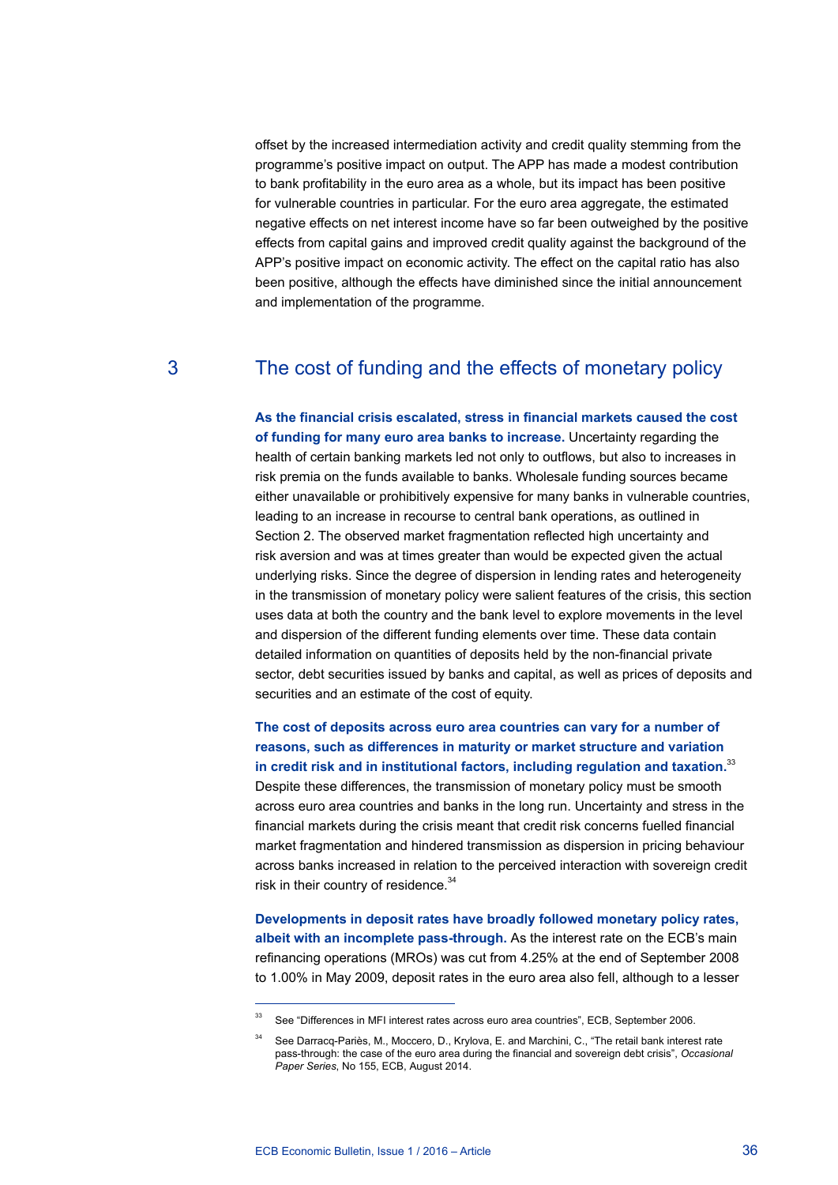offset by the increased intermediation activity and credit quality stemming from the programme's positive impact on output. The APP has made a modest contribution to bank profitability in the euro area as a whole, but its impact has been positive for vulnerable countries in particular. For the euro area aggregate, the estimated negative effects on net interest income have so far been outweighed by the positive effects from capital gains and improved credit quality against the background of the APP's positive impact on economic activity. The effect on the capital ratio has also been positive, although the effects have diminished since the initial announcement and implementation of the programme.

## 3 The cost of funding and the effects of monetary policy

**As the financial crisis escalated, stress in financial markets caused the cost of funding for many euro area banks to increase.** Uncertainty regarding the health of certain banking markets led not only to outflows, but also to increases in risk premia on the funds available to banks. Wholesale funding sources became either unavailable or prohibitively expensive for many banks in vulnerable countries, leading to an increase in recourse to central bank operations, as outlined in Section 2. The observed market fragmentation reflected high uncertainty and risk aversion and was at times greater than would be expected given the actual underlying risks. Since the degree of dispersion in lending rates and heterogeneity in the transmission of monetary policy were salient features of the crisis, this section uses data at both the country and the bank level to explore movements in the level and dispersion of the different funding elements over time. These data contain detailed information on quantities of deposits held by the non-financial private sector, debt securities issued by banks and capital, as well as prices of deposits and securities and an estimate of the cost of equity.

**The cost of deposits across euro area countries can vary for a number of reasons, such as differences in maturity or market structure and variation in credit risk and in institutional factors, including regulation and taxation.**[33] Despite these differences, the transmission of monetary policy must be smooth across euro area countries and banks in the long run. Uncertainty and stress in the financial markets during the crisis meant that credit risk concerns fuelled financial market fragmentation and hindered transmission as dispersion in pricing behaviour across banks increased in relation to the perceived interaction with sovereign credit risk in their country of residence.[34]

**Developments in deposit rates have broadly followed monetary policy rates, albeit with an incomplete pass-through.** As the interest rate on the ECB's main refinancing operations (MROs) was cut from 4.25% at the end of September 2008 to 1.00% in May 2009, deposit rates in the euro area also fell, although to a lesser

---

[33] See "Differences in MFI interest rates across euro area countries", ECB, September 2006.

[34] See Darracq-Pariès, M., Moccero, D., Krylova, E. and Marchini, C., "The retail bank interest rate pass-through: the case of the euro area during the financial and sovereign debt crisis", *Occasional Paper Series*, No 155, ECB, August 2014.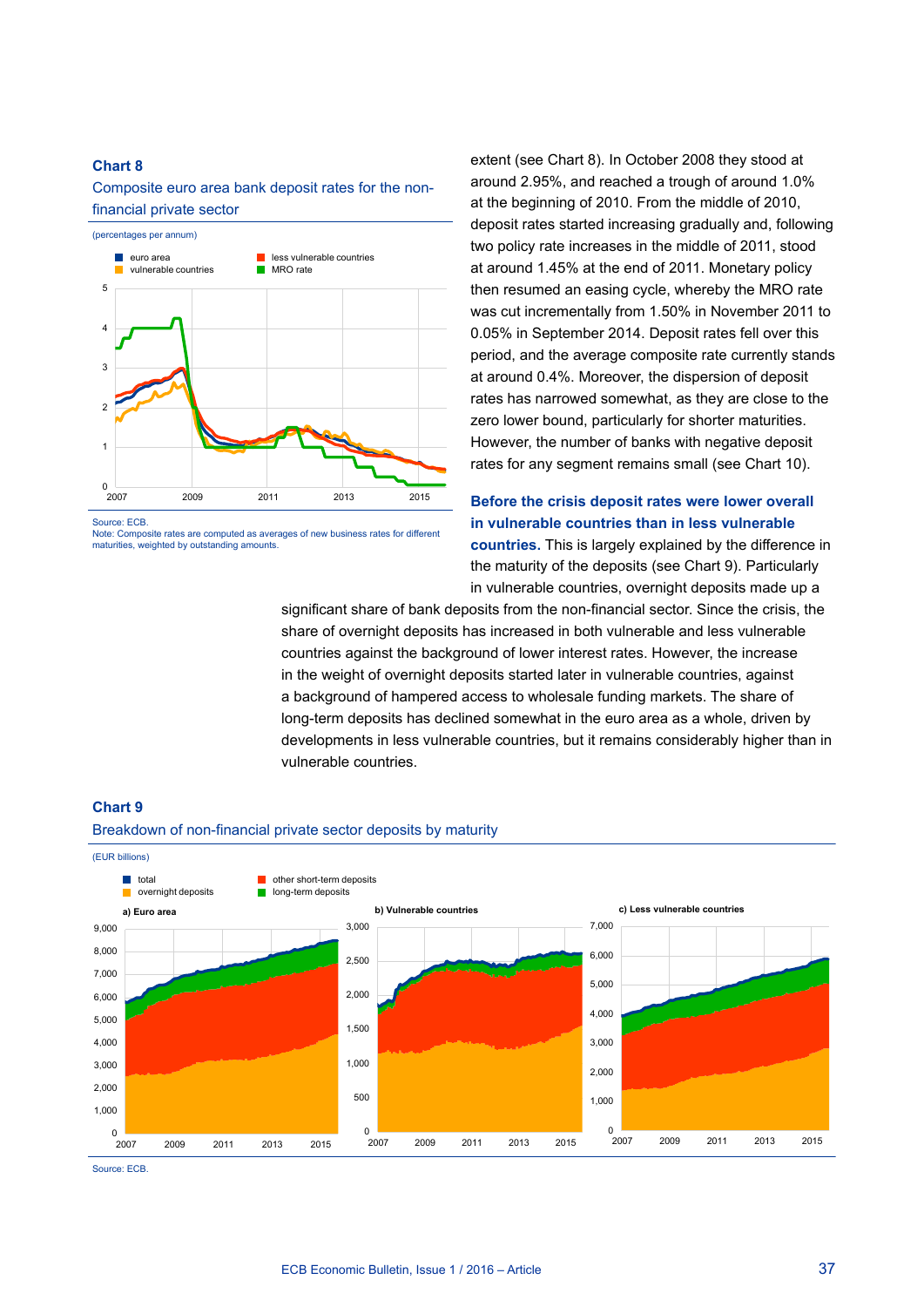**Chart 8**

Composite euro area bank deposit rates for the non-financial private sector

(percentages per annum)

Source: ECB.
Note: Composite rates are computed as averages of new business rates for different maturities, weighted by outstanding amounts.

extent (see Chart 8). In October 2008 they stood at around 2.95%, and reached a trough of around 1.0% at the beginning of 2010. From the middle of 2010, deposit rates started increasing gradually and, following two policy rate increases in the middle of 2011, stood at around 1.45% at the end of 2011. Monetary policy then resumed an easing cycle, whereby the MRO rate was cut incrementally from 1.50% in November 2011 to 0.05% in September 2014. Deposit rates fell over this period, and the average composite rate currently stands at around 0.4%. Moreover, the dispersion of deposit rates has narrowed somewhat, as they are close to the zero lower bound, particularly for shorter maturities. However, the number of banks with negative deposit rates for any segment remains small (see Chart 10).

**Before the crisis deposit rates were lower overall in vulnerable countries than in less vulnerable countries.** This is largely explained by the difference in the maturity of the deposits (see Chart 9). Particularly in vulnerable countries, overnight deposits made up a significant share of bank deposits from the non-financial sector. Since the crisis, the share of overnight deposits has increased in both vulnerable and less vulnerable countries against the background of lower interest rates. However, the increase in the weight of overnight deposits started later in vulnerable countries, against a background of hampered access to wholesale funding markets. The share of long-term deposits has declined somewhat in the euro area as a whole, driven by developments in less vulnerable countries, but it remains considerably higher than in vulnerable countries.

**Chart 9**

Breakdown of non-financial private sector deposits by maturity

(EUR billions)

Source: ECB.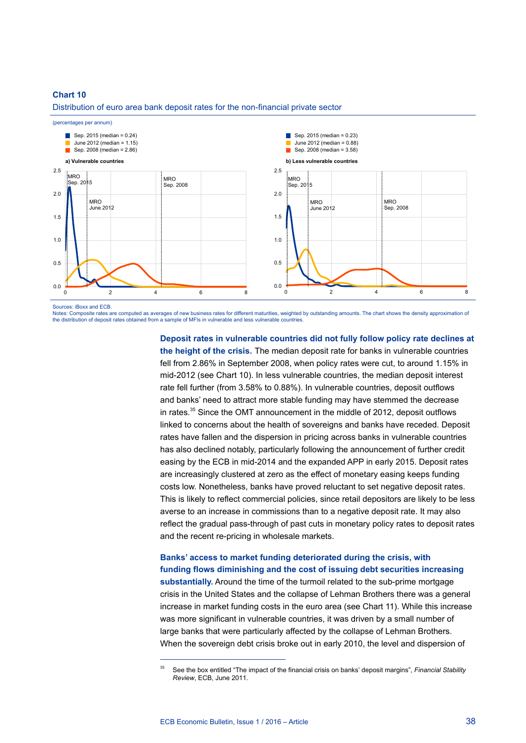**Chart 10**

Distribution of euro area bank deposit rates for the non-financial private sector

(percentages per annum)

- Sep. 2015 (median = 0.24)
- June 2012 (median = 1.15)
- Sep. 2008 (median = 2.86)

a) Vulnerable countries

- Sep. 2015 (median = 0.23)
- June 2012 (median = 0.88)
- Sep. 2008 (median = 3.58)

b) Less vulnerable countries

Sources: iBoxx and ECB.
Notes: Composite rates are computed as averages of new business rates for different maturities, weighted by outstanding amounts. The chart shows the density approximation of the distribution of deposit rates obtained from a sample of MFIs in vulnerable and less vulnerable countries.

**Deposit rates in vulnerable countries did not fully follow policy rate declines at the height of the crisis.** The median deposit rate for banks in vulnerable countries fell from 2.86% in September 2008, when policy rates were cut, to around 1.15% in mid-2012 (see Chart 10). In less vulnerable countries, the median deposit interest rate fell further (from 3.58% to 0.88%). In vulnerable countries, deposit outflows and banks' need to attract more stable funding may have stemmed the decrease in rates.[35] Since the OMT announcement in the middle of 2012, deposit outflows linked to concerns about the health of sovereigns and banks have receded. Deposit rates have fallen and the dispersion in pricing across banks in vulnerable countries has also declined notably, particularly following the announcement of further credit easing by the ECB in mid-2014 and the expanded APP in early 2015. Deposit rates are increasingly clustered at zero as the effect of monetary easing keeps funding costs low. Nonetheless, banks have proved reluctant to set negative deposit rates. This is likely to reflect commercial policies, since retail depositors are likely to be less averse to an increase in commissions than to a negative deposit rate. It may also reflect the gradual pass-through of past cuts in monetary policy rates to deposit rates and the recent re-pricing in wholesale markets.

**Banks' access to market funding deteriorated during the crisis, with funding flows diminishing and the cost of issuing debt securities increasing substantially.** Around the time of the turmoil related to the sub-prime mortgage crisis in the United States and the collapse of Lehman Brothers there was a general increase in market funding costs in the euro area (see Chart 11). While this increase was more significant in vulnerable countries, it was driven by a small number of large banks that were particularly affected by the collapse of Lehman Brothers. When the sovereign debt crisis broke out in early 2010, the level and dispersion of

[35] See the box entitled "The impact of the financial crisis on banks' deposit margins", *Financial Stability Review*, ECB, June 2011.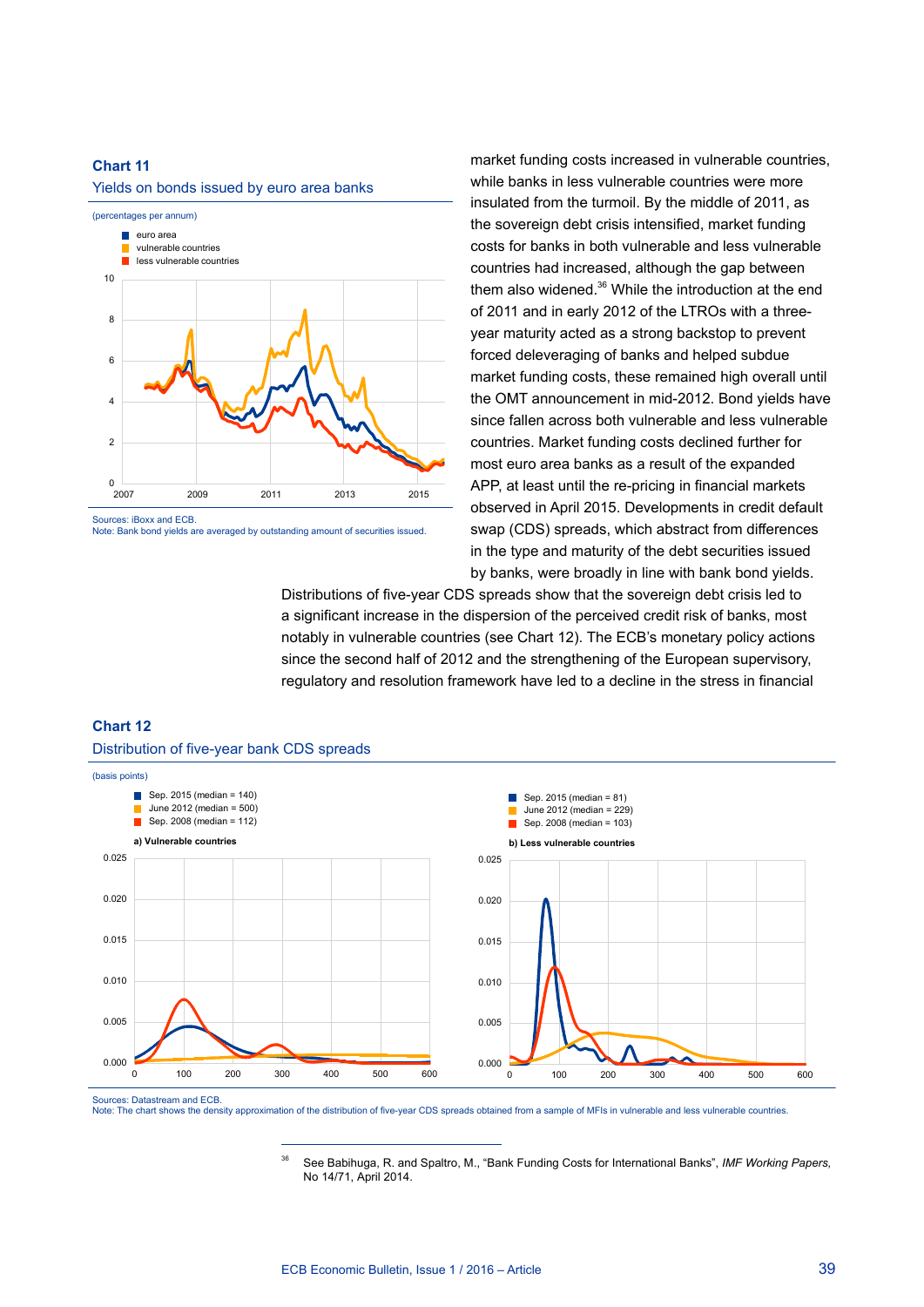**Chart 11**
Yields on bonds issued by euro area banks

(percentages per annum)

- euro area
- vulnerable countries
- less vulnerable countries

Sources: iBoxx and ECB.
Note: Bank bond yields are averaged by outstanding amount of securities issued.

market funding costs increased in vulnerable countries, while banks in less vulnerable countries were more insulated from the turmoil. By the middle of 2011, as the sovereign debt crisis intensified, market funding costs for banks in both vulnerable and less vulnerable countries had increased, although the gap between them also widened.[36] While the introduction at the end of 2011 and in early 2012 of the LTROs with a three-year maturity acted as a strong backstop to prevent forced deleveraging of banks and helped subdue market funding costs, these remained high overall until the OMT announcement in mid-2012. Bond yields have since fallen across both vulnerable and less vulnerable countries. Market funding costs declined further for most euro area banks as a result of the expanded APP, at least until the re-pricing in financial markets observed in April 2015. Developments in credit default swap (CDS) spreads, which abstract from differences in the type and maturity of the debt securities issued by banks, were broadly in line with bank bond yields.

Distributions of five-year CDS spreads show that the sovereign debt crisis led to a significant increase in the dispersion of the perceived credit risk of banks, most notably in vulnerable countries (see Chart 12). The ECB's monetary policy actions since the second half of 2012 and the strengthening of the European supervisory, regulatory and resolution framework have led to a decline in the stress in financial

**Chart 12**
Distribution of five-year bank CDS spreads

(basis points)

a) Vulnerable countries

- Sep. 2015 (median = 140)
- June 2012 (median = 500)
- Sep. 2008 (median = 112)

b) Less vulnerable countries

- Sep. 2015 (median = 81)
- June 2012 (median = 229)
- Sep. 2008 (median = 103)

Sources: Datastream and ECB.
Note: The chart shows the density approximation of the distribution of five-year CDS spreads obtained from a sample of MFIs in vulnerable and less vulnerable countries.

---

[36] See Babihuga, R. and Spaltro, M., "Bank Funding Costs for International Banks", *IMF Working Papers,* No 14/71, April 2014.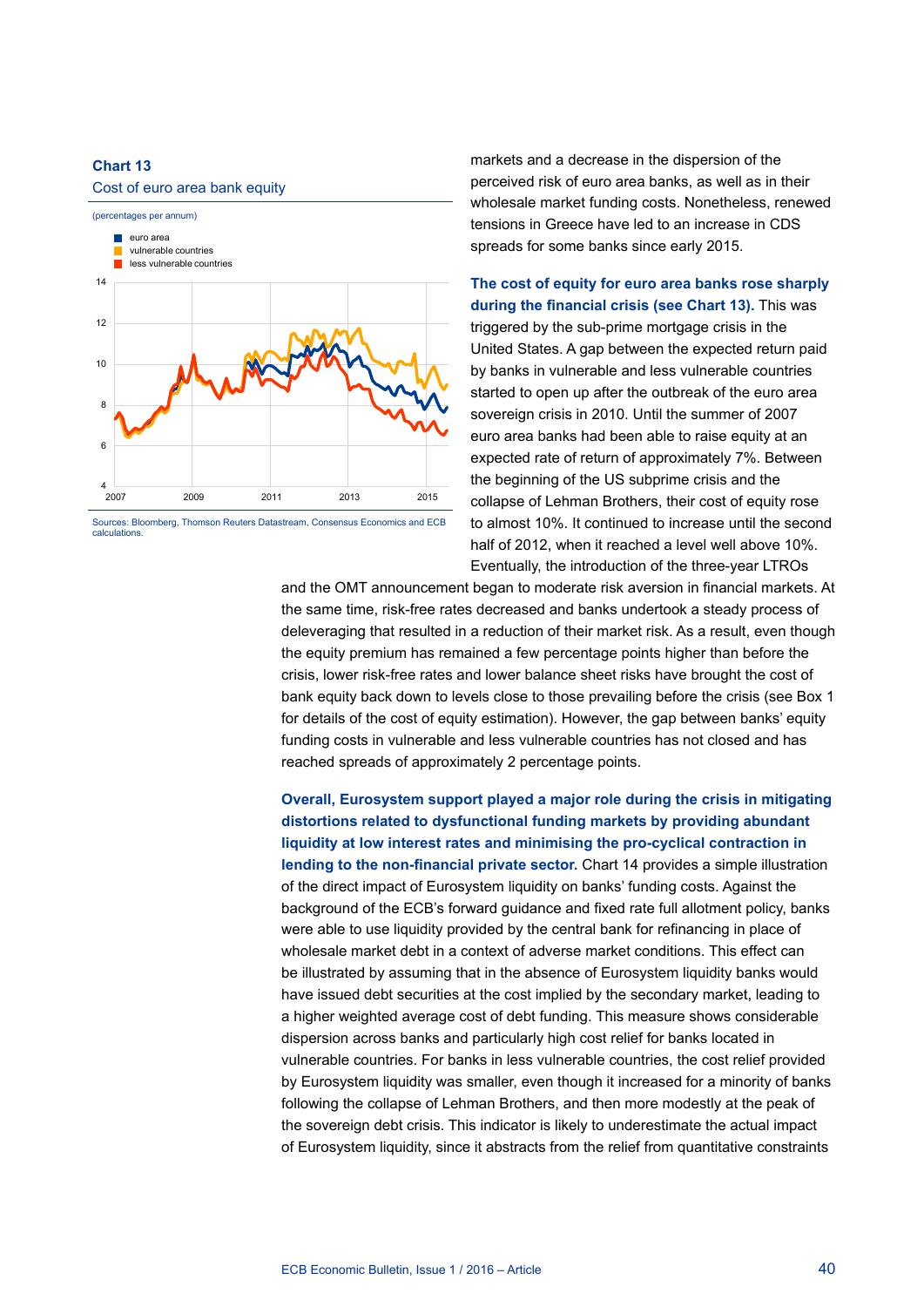**Chart 13**
Cost of euro area bank equity

(percentages per annum)

- euro area
- vulnerable countries
- less vulnerable countries

Sources: Bloomberg, Thomson Reuters Datastream, Consensus Economics and ECB calculations.

markets and a decrease in the dispersion of the perceived risk of euro area banks, as well as in their wholesale market funding costs. Nonetheless, renewed tensions in Greece have led to an increase in CDS spreads for some banks since early 2015.

**The cost of equity for euro area banks rose sharply during the financial crisis (see Chart 13).** This was triggered by the sub-prime mortgage crisis in the United States. A gap between the expected return paid by banks in vulnerable and less vulnerable countries started to open up after the outbreak of the euro area sovereign crisis in 2010. Until the summer of 2007 euro area banks had been able to raise equity at an expected rate of return of approximately 7%. Between the beginning of the US subprime crisis and the collapse of Lehman Brothers, their cost of equity rose to almost 10%. It continued to increase until the second half of 2012, when it reached a level well above 10%. Eventually, the introduction of the three-year LTROs and the OMT announcement began to moderate risk aversion in financial markets. At the same time, risk-free rates decreased and banks undertook a steady process of deleveraging that resulted in a reduction of their market risk. As a result, even though the equity premium has remained a few percentage points higher than before the crisis, lower risk-free rates and lower balance sheet risks have brought the cost of bank equity back down to levels close to those prevailing before the crisis (see Box 1 for details of the cost of equity estimation). However, the gap between banks' equity funding costs in vulnerable and less vulnerable countries has not closed and has reached spreads of approximately 2 percentage points.

**Overall, Eurosystem support played a major role during the crisis in mitigating distortions related to dysfunctional funding markets by providing abundant liquidity at low interest rates and minimising the pro-cyclical contraction in lending to the non-financial private sector.** Chart 14 provides a simple illustration of the direct impact of Eurosystem liquidity on banks' funding costs. Against the background of the ECB's forward guidance and fixed rate full allotment policy, banks were able to use liquidity provided by the central bank for refinancing in place of wholesale market debt in a context of adverse market conditions. This effect can be illustrated by assuming that in the absence of Eurosystem liquidity banks would have issued debt securities at the cost implied by the secondary market, leading to a higher weighted average cost of debt funding. This measure shows considerable dispersion across banks and particularly high cost relief for banks located in vulnerable countries. For banks in less vulnerable countries, the cost relief provided by Eurosystem liquidity was smaller, even though it increased for a minority of banks following the collapse of Lehman Brothers, and then more modestly at the peak of the sovereign debt crisis. This indicator is likely to underestimate the actual impact of Eurosystem liquidity, since it abstracts from the relief from quantitative constraints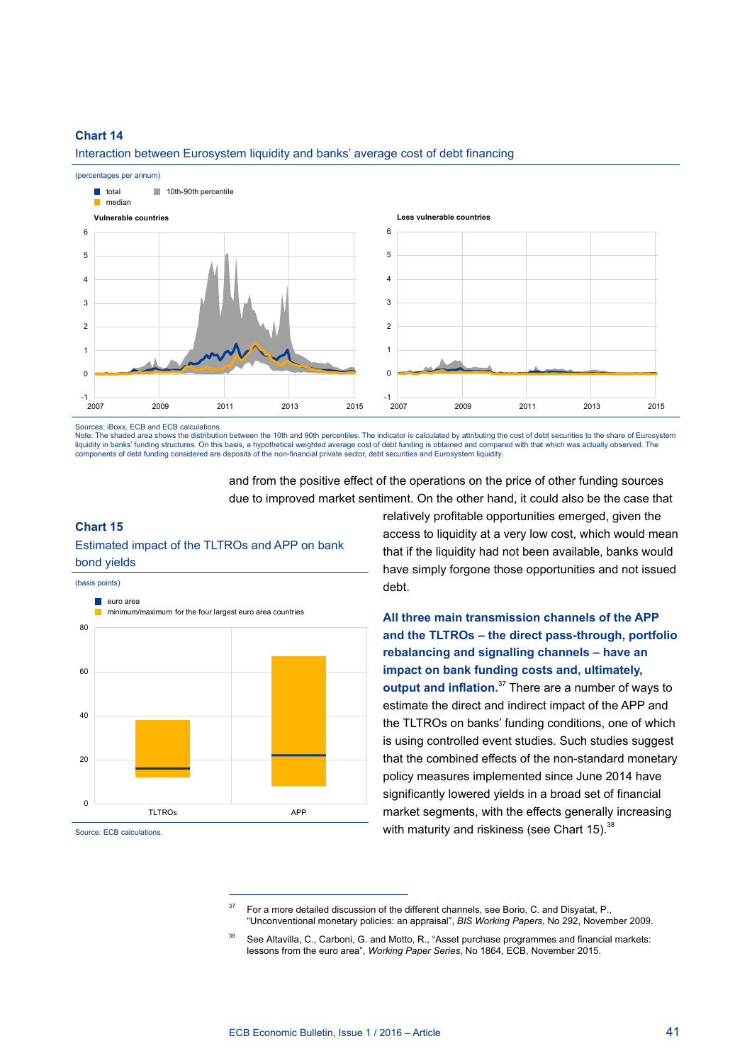**Chart 14**

Interaction between Eurosystem liquidity and banks' average cost of debt financing

(percentages per annum)

Sources: iBoxx, ECB and ECB calculations.
Note: The shaded area shows the distribution between the 10th and 90th percentiles. The indicator is calculated by attributing the cost of debt securities to the share of Eurosystem liquidity in banks' funding structures. On this basis, a hypothetical weighted average cost of debt funding is obtained and compared with that which was actually observed. The components of debt funding considered are deposits of the non-financial private sector, debt securities and Eurosystem liquidity.

and from the positive effect of the operations on the price of other funding sources due to improved market sentiment. On the other hand, it could also be the case that relatively profitable opportunities emerged, given the access to liquidity at a very low cost, which would mean that if the liquidity had not been available, banks would have simply forgone those opportunities and not issued debt.

**Chart 15**

Estimated impact of the TLTROs and APP on bank bond yields

(basis points)

Source: ECB calculations.

**All three main transmission channels of the APP and the TLTROs – the direct pass-through, portfolio rebalancing and signalling channels – have an impact on bank funding costs and, ultimately, output and inflation.**[37] There are a number of ways to estimate the direct and indirect impact of the APP and the TLTROs on banks' funding conditions, one of which is using controlled event studies. Such studies suggest that the combined effects of the non-standard monetary policy measures implemented since June 2014 have significantly lowered yields in a broad set of financial market segments, with the effects generally increasing with maturity and riskiness (see Chart 15).[38]

---

[37] For a more detailed discussion of the different channels, see Borio, C. and Disyatat, P., "Unconventional monetary policies: an appraisal", *BIS Working Papers*, No 292, November 2009.

[38] See Altavilla, C., Carboni, G. and Motto, R., "Asset purchase programmes and financial markets: lessons from the euro area", *Working Paper Series*, No 1864, ECB, November 2015.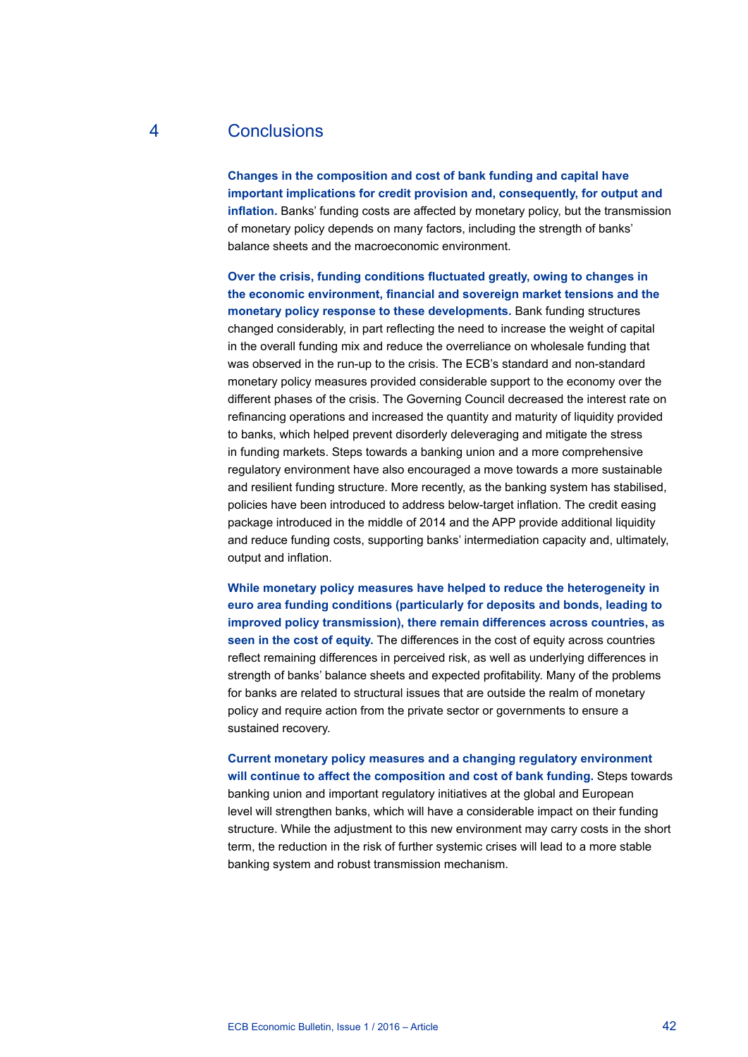## 4 Conclusions

**Changes in the composition and cost of bank funding and capital have important implications for credit provision and, consequently, for output and inflation.** Banks' funding costs are affected by monetary policy, but the transmission of monetary policy depends on many factors, including the strength of banks' balance sheets and the macroeconomic environment.

**Over the crisis, funding conditions fluctuated greatly, owing to changes in the economic environment, financial and sovereign market tensions and the monetary policy response to these developments.** Bank funding structures changed considerably, in part reflecting the need to increase the weight of capital in the overall funding mix and reduce the overreliance on wholesale funding that was observed in the run-up to the crisis. The ECB's standard and non-standard monetary policy measures provided considerable support to the economy over the different phases of the crisis. The Governing Council decreased the interest rate on refinancing operations and increased the quantity and maturity of liquidity provided to banks, which helped prevent disorderly deleveraging and mitigate the stress in funding markets. Steps towards a banking union and a more comprehensive regulatory environment have also encouraged a move towards a more sustainable and resilient funding structure. More recently, as the banking system has stabilised, policies have been introduced to address below-target inflation. The credit easing package introduced in the middle of 2014 and the APP provide additional liquidity and reduce funding costs, supporting banks' intermediation capacity and, ultimately, output and inflation.

**While monetary policy measures have helped to reduce the heterogeneity in euro area funding conditions (particularly for deposits and bonds, leading to improved policy transmission), there remain differences across countries, as seen in the cost of equity.** The differences in the cost of equity across countries reflect remaining differences in perceived risk, as well as underlying differences in strength of banks' balance sheets and expected profitability. Many of the problems for banks are related to structural issues that are outside the realm of monetary policy and require action from the private sector or governments to ensure a sustained recovery.

**Current monetary policy measures and a changing regulatory environment will continue to affect the composition and cost of bank funding.** Steps towards banking union and important regulatory initiatives at the global and European level will strengthen banks, which will have a considerable impact on their funding structure. While the adjustment to this new environment may carry costs in the short term, the reduction in the risk of further systemic crises will lead to a more stable banking system and robust transmission mechanism.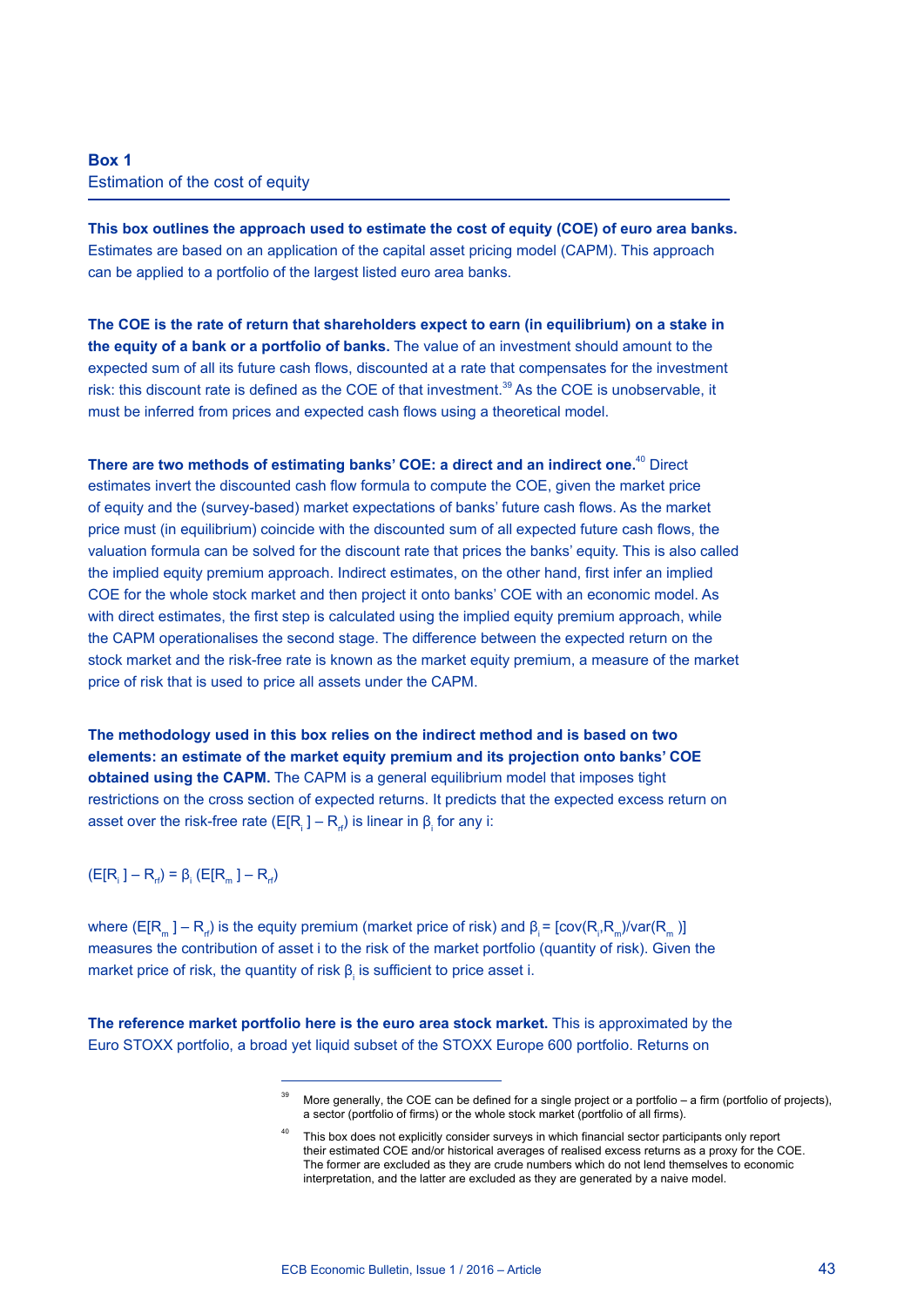## Box 1
### Estimation of the cost of equity

**This box outlines the approach used to estimate the cost of equity (COE) of euro area banks.** Estimates are based on an application of the capital asset pricing model (CAPM). This approach can be applied to a portfolio of the largest listed euro area banks.

**The COE is the rate of return that shareholders expect to earn (in equilibrium) on a stake in the equity of a bank or a portfolio of banks.** The value of an investment should amount to the expected sum of all its future cash flows, discounted at a rate that compensates for the investment risk: this discount rate is defined as the COE of that investment.[39] As the COE is unobservable, it must be inferred from prices and expected cash flows using a theoretical model.

**There are two methods of estimating banks' COE: a direct and an indirect one.**[40] Direct estimates invert the discounted cash flow formula to compute the COE, given the market price of equity and the (survey-based) market expectations of banks' future cash flows. As the market price must (in equilibrium) coincide with the discounted sum of all expected future cash flows, the valuation formula can be solved for the discount rate that prices the banks' equity. This is also called the implied equity premium approach. Indirect estimates, on the other hand, first infer an implied COE for the whole stock market and then project it onto banks' COE with an economic model. As with direct estimates, the first step is calculated using the implied equity premium approach, while the CAPM operationalises the second stage. The difference between the expected return on the stock market and the risk-free rate is known as the market equity premium, a measure of the market price of risk that is used to price all assets under the CAPM.

**The methodology used in this box relies on the indirect method and is based on two elements: an estimate of the market equity premium and its projection onto banks' COE obtained using the CAPM.** The CAPM is a general equilibrium model that imposes tight restrictions on the cross section of expected returns. It predicts that the expected excess return on asset over the risk-free rate $(E[R_i] – R_{rf})$ is linear in $\beta_i$ for any i:

$$(E[R_i] – R_{rf}) = \beta_i \, (E[R_m] – R_{rf})$$

where $(E[R_m] – R_{rf})$ is the equity premium (market price of risk) and $\beta_i = [cov(R_i,R_m)/var(R_m)]$ measures the contribution of asset i to the risk of the market portfolio (quantity of risk). Given the market price of risk, the quantity of risk $\beta_i$ is sufficient to price asset i.

**The reference market portfolio here is the euro area stock market.** This is approximated by the Euro STOXX portfolio, a broad yet liquid subset of the STOXX Europe 600 portfolio. Returns on

---

[39] More generally, the COE can be defined for a single project or a portfolio – a firm (portfolio of projects), a sector (portfolio of firms) or the whole stock market (portfolio of all firms).

[40] This box does not explicitly consider surveys in which financial sector participants only report their estimated COE and/or historical averages of realised excess returns as a proxy for the COE. The former are excluded as they are crude numbers which do not lend themselves to economic interpretation, and the latter are excluded as they are generated by a naive model.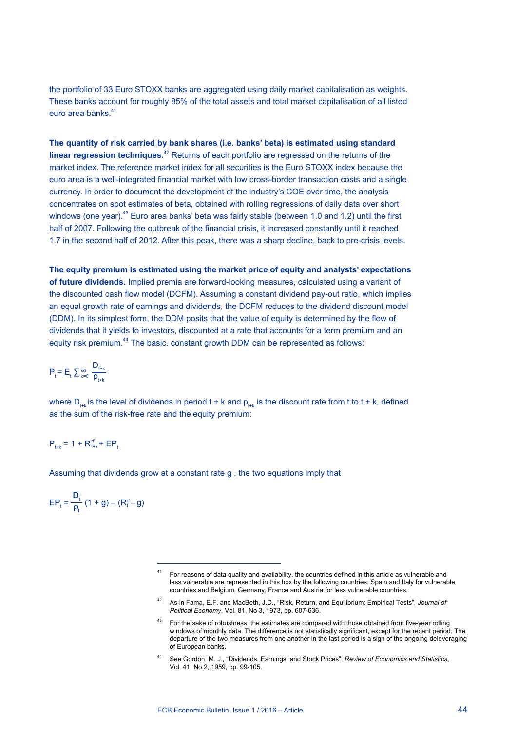the portfolio of 33 Euro STOXX banks are aggregated using daily market capitalisation as weights. These banks account for roughly 85% of the total assets and total market capitalisation of all listed euro area banks.[41]

**The quantity of risk carried by bank shares (i.e. banks' beta) is estimated using standard linear regression techniques.**[42] Returns of each portfolio are regressed on the returns of the market index. The reference market index for all securities is the Euro STOXX index because the euro area is a well-integrated financial market with low cross-border transaction costs and a single currency. In order to document the development of the industry's COE over time, the analysis concentrates on spot estimates of beta, obtained with rolling regressions of daily data over short windows (one year).[43] Euro area banks' beta was fairly stable (between 1.0 and 1.2) until the first half of 2007. Following the outbreak of the financial crisis, it increased constantly until it reached 1.7 in the second half of 2012. After this peak, there was a sharp decline, back to pre-crisis levels.

**The equity premium is estimated using the market price of equity and analysts' expectations of future dividends.** Implied premia are forward-looking measures, calculated using a variant of the discounted cash flow model (DCFM). Assuming a constant dividend pay-out ratio, which implies an equal growth rate of earnings and dividends, the DCFM reduces to the dividend discount model (DDM). In its simplest form, the DDM posits that the value of equity is determined by the flow of dividends that it yields to investors, discounted at a rate that accounts for a term premium and an equity risk premium.[44] The basic, constant growth DDM can be represented as follows:

$$P_t = E_t \sum_{k=0}^{\infty} \frac{D_{t+k}}{\rho_{t+k}}$$

where $D_{t+k}$ is the level of dividends in period t + k and $\rho_{t+k}$ is the discount rate from t to t + k, defined as the sum of the risk-free rate and the equity premium:

$$P_{t+k} = 1 + R^{rf}_{t+k} + EP_t$$

Assuming that dividends grow at a constant rate g , the two equations imply that

$$EP_t = \frac{D_t}{\rho_t}(1 + g) - (R^{rf}_t - g)$$

---

[41] For reasons of data quality and availability, the countries defined in this article as vulnerable and less vulnerable are represented in this box by the following countries: Spain and Italy for vulnerable countries and Belgium, Germany, France and Austria for less vulnerable countries.

[42] As in Fama, E.F. and MacBeth, J.D., "Risk, Return, and Equilibrium: Empirical Tests", *Journal of Political Economy*, Vol. 81, No 3, 1973, pp. 607-636.

[43] For the sake of robustness, the estimates are compared with those obtained from five-year rolling windows of monthly data. The difference is not statistically significant, except for the recent period. The departure of the two measures from one another in the last period is a sign of the ongoing deleveraging of European banks.

[44] See Gordon, M. J., "Dividends, Earnings, and Stock Prices", *Review of Economics and Statistics*, Vol. 41, No 2, 1959, pp. 99-105.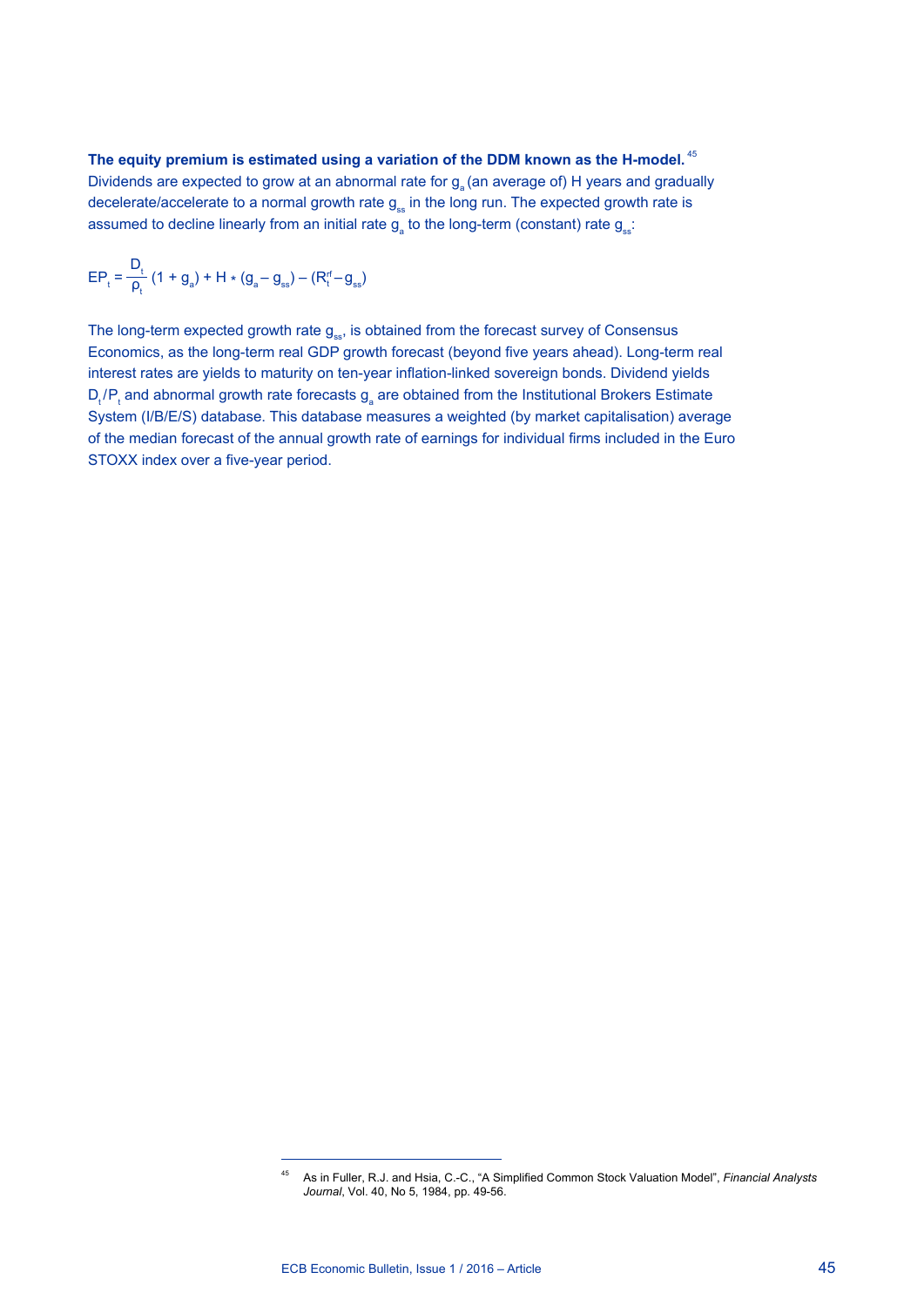**The equity premium is estimated using a variation of the DDM known as the H-model.** [45] Dividends are expected to grow at an abnormal rate for $g_a$ (an average of) H years and gradually decelerate/accelerate to a normal growth rate $g_{ss}$ in the long run. The expected growth rate is assumed to decline linearly from an initial rate $g_a$ to the long-term (constant) rate $g_{ss}$:

$$EP_t = \frac{D_t}{\rho_t}(1 + g_a) + H * (g_a - g_{ss}) - (R_t^{rf} - g_{ss})$$

The long-term expected growth rate $g_{ss}$, is obtained from the forecast survey of Consensus Economics, as the long-term real GDP growth forecast (beyond five years ahead). Long-term real interest rates are yields to maturity on ten-year inflation-linked sovereign bonds. Dividend yields $D_t/P_t$ and abnormal growth rate forecasts $g_a$ are obtained from the Institutional Brokers Estimate System (I/B/E/S) database. This database measures a weighted (by market capitalisation) average of the median forecast of the annual growth rate of earnings for individual firms included in the Euro STOXX index over a five-year period.

---

[45] As in Fuller, R.J. and Hsia, C.-C., "A Simplified Common Stock Valuation Model", *Financial Analysts Journal*, Vol. 40, No 5, 1984, pp. 49-56.